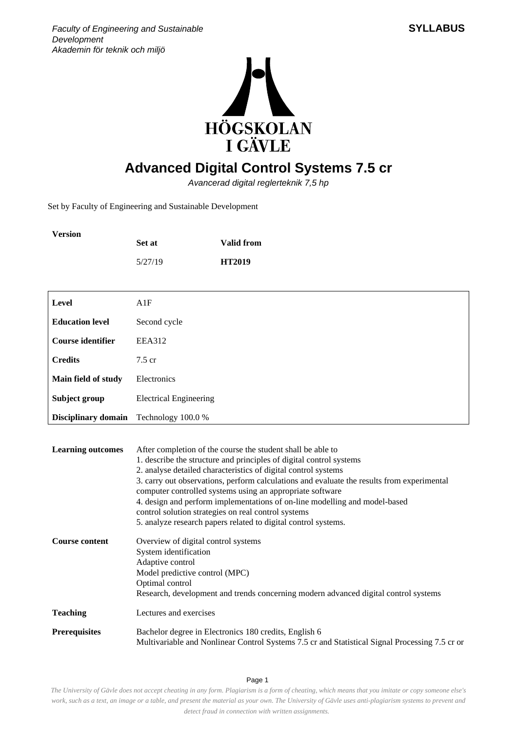*Faculty of Engineering and Sustainable Development*
*Akademin för teknik och miljö*

**SYLLABUS**

# Advanced Digital Control Systems 7.5 cr

*Avancerad digital reglerteknik 7,5 hp*

Set by Faculty of Engineering and Sustainable Development

| **Version** | **Set at** | **Valid from** |
|---|---|---|
| | 5/27/19 | **HT2019** |

| | |
|---|---|
| **Level** | A1F |
| **Education level** | Second cycle |
| **Course identifier** | EEA312 |
| **Credits** | 7.5 cr |
| **Main field of study** | Electronics |
| **Subject group** | Electrical Engineering |
| **Disciplinary domain** | Technology 100.0 % |

**Learning outcomes**

After completion of the course the student shall be able to
1. describe the structure and principles of digital control systems
2. analyse detailed characteristics of digital control systems
3. carry out observations, perform calculations and evaluate the results from experimental computer controlled systems using an appropriate software
4. design and perform implementations of on-line modelling and model-based control solution strategies on real control systems
5. analyze research papers related to digital control systems.

**Course content**

Overview of digital control systems
System identification
Adaptive control
Model predictive control (MPC)
Optimal control
Research, development and trends concerning modern advanced digital control systems

**Teaching**

Lectures and exercises

**Prerequisites**

Bachelor degree in Electronics 180 credits, English 6
Multivariable and Nonlinear Control Systems 7.5 cr and Statistical Signal Processing 7.5 cr or

*The University of Gävle does not accept cheating in any form. Plagiarism is a form of cheating, which means that you imitate or copy someone else's work, such as a text, an image or a table, and present the material as your own. The University of Gävle uses anti-plagiarism systems to prevent and detect fraud in connection with written assignments.*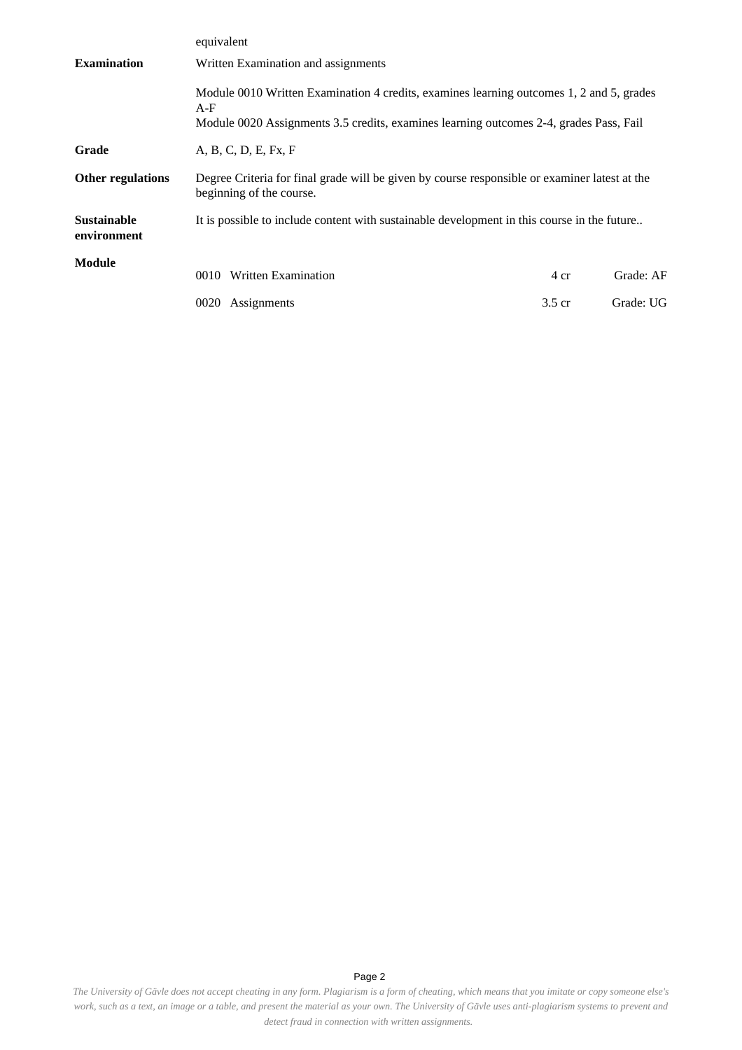equivalent

**Examination**

Written Examination and assignments

Module 0010 Written Examination 4 credits, examines learning outcomes 1, 2 and 5, grades A-F
Module 0020 Assignments 3.5 credits, examines learning outcomes 2-4, grades Pass, Fail

**Grade**

A, B, C, D, E, Fx, F

**Other regulations**

Degree Criteria for final grade will be given by course responsible or examiner latest at the beginning of the course.

**Sustainable environment**

It is possible to include content with sustainable development in this course in the future..

**Module**

| | | | |
|---|---|---|---|
| 0010 | Written Examination | 4 cr | Grade: AF |
| 0020 | Assignments | 3.5 cr | Grade: UG |

*The University of Gävle does not accept cheating in any form. Plagiarism is a form of cheating, which means that you imitate or copy someone else's work, such as a text, an image or a table, and present the material as your own. The University of Gävle uses anti-plagiarism systems to prevent and detect fraud in connection with written assignments.*